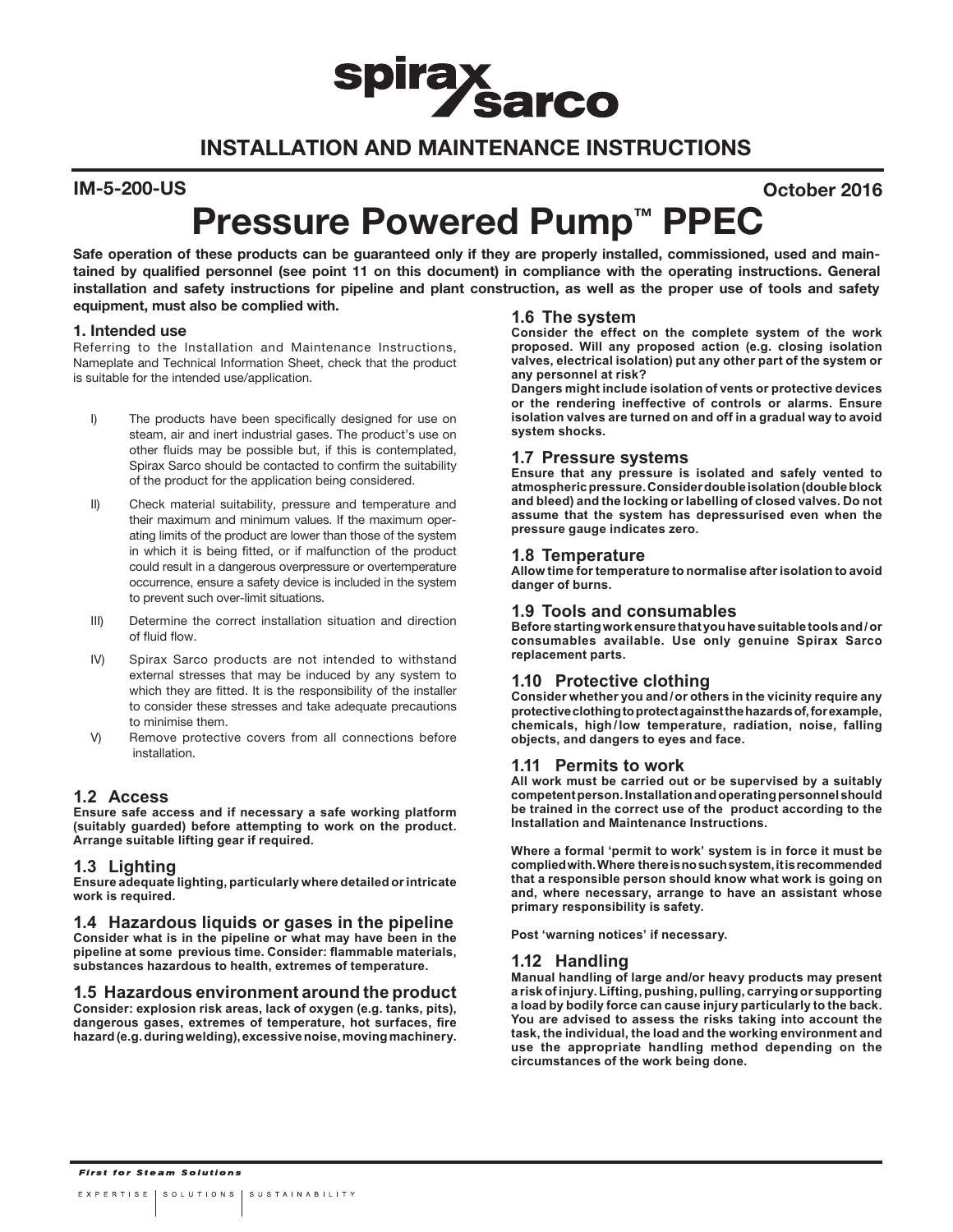# spirax sarco

## INSTALLATION AND MAINTENANCE INSTRUCTIONS

**IM-5-200-US** **October 2016**

# Pressure Powered Pump™ PPEC

**Safe operation of these products can be guaranteed only if they are properly installed, commissioned, used and maintained by qualified personnel (see point 11 on this document) in compliance with the operating instructions. General installation and safety instructions for pipeline and plant construction, as well as the proper use of tools and safety equipment, must also be complied with.**

### 1. Intended use

Referring to the Installation and Maintenance Instructions, Nameplate and Technical Information Sheet, check that the product is suitable for the intended use/application.

I) The products have been specifically designed for use on steam, air and inert industrial gases. The product's use on other fluids may be possible but, if this is contemplated, Spirax Sarco should be contacted to confirm the suitability of the product for the application being considered.

II) Check material suitability, pressure and temperature and their maximum and minimum values. If the maximum operating limits of the product are lower than those of the system in which it is being fitted, or if malfunction of the product could result in a dangerous overpressure or overtemperature occurrence, ensure a safety device is included in the system to prevent such over-limit situations.

III) Determine the correct installation situation and direction of fluid flow.

IV) Spirax Sarco products are not intended to withstand external stresses that may be induced by any system to which they are fitted. It is the responsibility of the installer to consider these stresses and take adequate precautions to minimise them.

V) Remove protective covers from all connections before installation.

### 1.2 Access

**Ensure safe access and if necessary a safe working platform (suitably guarded) before attempting to work on the product. Arrange suitable lifting gear if required.**

### 1.3 Lighting

**Ensure adequate lighting, particularly where detailed or intricate work is required.**

### 1.4 Hazardous liquids or gases in the pipeline

**Consider what is in the pipeline or what may have been in the pipeline at some previous time. Consider: flammable materials, substances hazardous to health, extremes of temperature.**

### 1.5 Hazardous environment around the product

**Consider: explosion risk areas, lack of oxygen (e.g. tanks, pits), dangerous gases, extremes of temperature, hot surfaces, fire hazard (e.g. during welding), excessive noise, moving machinery.**

### 1.6 The system

**Consider the effect on the complete system of the work proposed. Will any proposed action (e.g. closing isolation valves, electrical isolation) put any other part of the system or any personnel at risk?**

**Dangers might include isolation of vents or protective devices or the rendering ineffective of controls or alarms. Ensure isolation valves are turned on and off in a gradual way to avoid system shocks.**

### 1.7 Pressure systems

**Ensure that any pressure is isolated and safely vented to atmospheric pressure. Consider double isolation (double block and bleed) and the locking or labelling of closed valves. Do not assume that the system has depressurised even when the pressure gauge indicates zero.**

### 1.8 Temperature

**Allow time for temperature to normalise after isolation to avoid danger of burns.**

### 1.9 Tools and consumables

**Before starting work ensure that you have suitable tools and / or consumables available. Use only genuine Spirax Sarco replacement parts.**

### 1.10 Protective clothing

**Consider whether you and / or others in the vicinity require any protective clothing to protect against the hazards of, for example, chemicals, high / low temperature, radiation, noise, falling objects, and dangers to eyes and face.**

### 1.11 Permits to work

**All work must be carried out or be supervised by a suitably competent person. Installation and operating personnel should be trained in the correct use of the product according to the Installation and Maintenance Instructions.**

**Where a formal 'permit to work' system is in force it must be complied with. Where there is no such system, it is recommended that a responsible person should know what work is going on and, where necessary, arrange to have an assistant whose primary responsibility is safety.**

**Post 'warning notices' if necessary.**

### 1.12 Handling

**Manual handling of large and/or heavy products may present a risk of injury. Lifting, pushing, pulling, carrying or supporting a load by bodily force can cause injury particularly to the back. You are advised to assess the risks taking into account the task, the individual, the load and the working environment and use the appropriate handling method depending on the circumstances of the work being done.**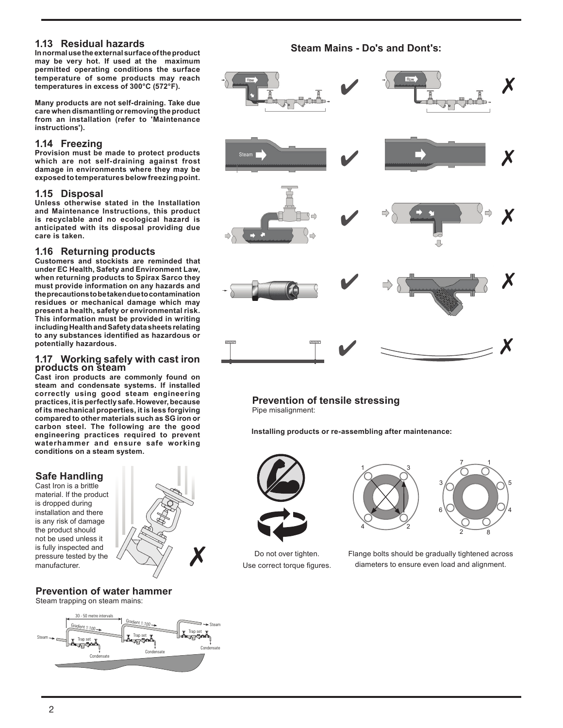## 1.13 Residual hazards

**In normal use the external surface of the product may be very hot. If used at the maximum permitted operating conditions the surface temperature of some products may reach temperatures in excess of 300°C (572°F).**

**Many products are not self-draining. Take due care when dismantling or removing the product from an installation (refer to 'Maintenance instructions').**

## 1.14 Freezing

**Provision must be made to protect products which are not self-draining against frost damage in environments where they may be exposed to temperatures below freezing point.**

## 1.15 Disposal

**Unless otherwise stated in the Installation and Maintenance Instructions, this product is recyclable and no ecological hazard is anticipated with its disposal providing due care is taken.**

## 1.16 Returning products

**Customers and stockists are reminded that under EC Health, Safety and Environment Law, when returning products to Spirax Sarco they must provide information on any hazards and the precautions to be taken due to contamination residues or mechanical damage which may present a health, safety or environmental risk. This information must be provided in writing including Health and Safety data sheets relating to any substances identified as hazardous or potentially hazardous.**

## 1.17 Working safely with cast iron products on steam

**Cast iron products are commonly found on steam and condensate systems. If installed correctly using good steam engineering practices, it is perfectly safe. However, because of its mechanical properties, it is less forgiving compared to other materials such as SG iron or carbon steel. The following are the good engineering practices required to prevent waterhammer and ensure safe working conditions on a steam system.**

### Safe Handling

Cast Iron is a brittle material. If the product is dropped during installation and there is any risk of damage the product should not be used unless it is fully inspected and pressure tested by the manufacturer.

### Prevention of water hammer

Steam trapping on steam mains:

30 - 50 metre intervals, Gradient 1:100, Steam, Trap set, Condensate

### Steam Mains - Do's and Dont's:

### Prevention of tensile stressing

Pipe misalignment:

**Installing products or re-assembling after maintenance:**

Do not over tighten.
Use correct torque figures.

Flange bolts should be gradually tightened across diameters to ensure even load and alignment.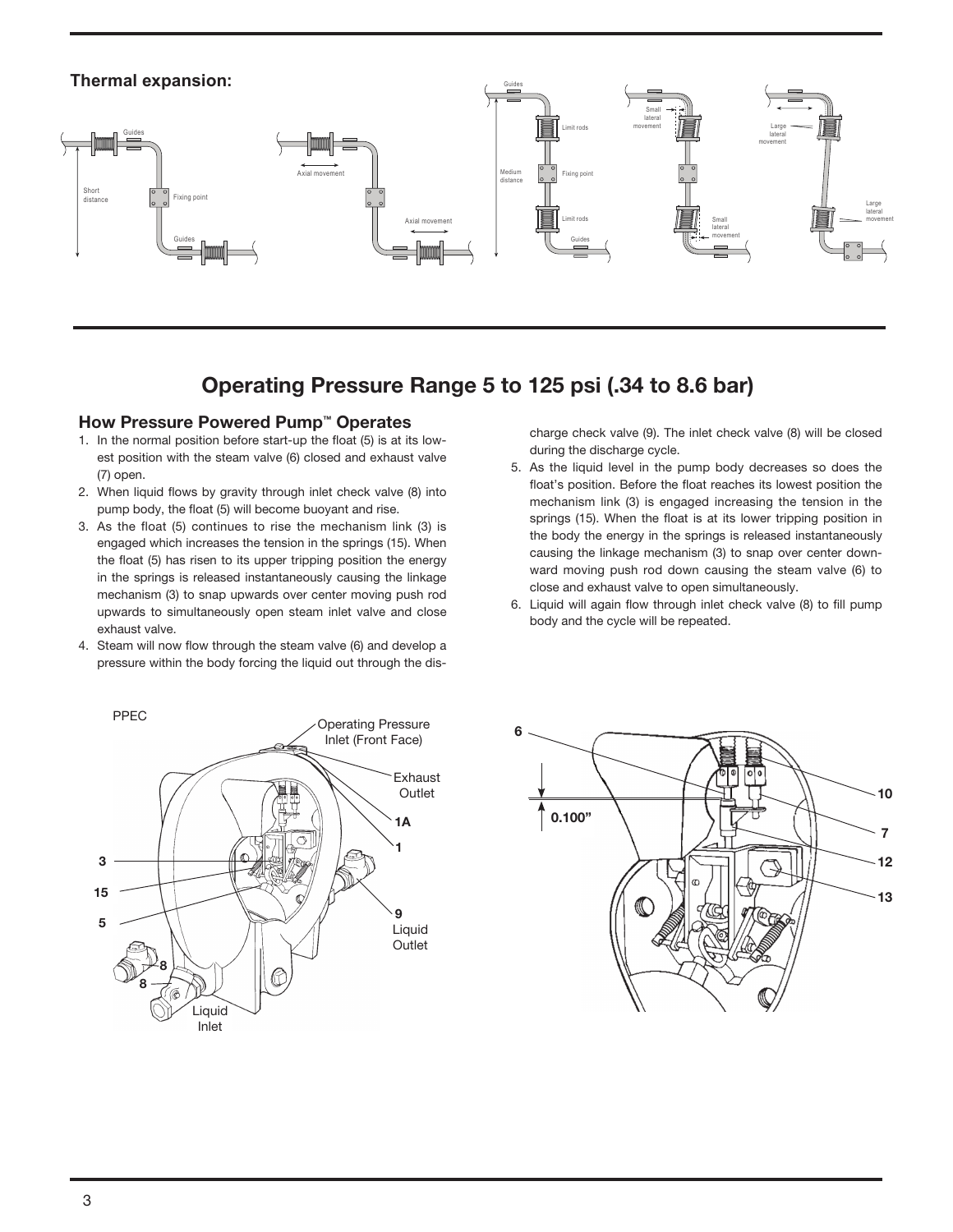**Thermal expansion:**

# Operating Pressure Range 5 to 125 psi (.34 to 8.6 bar)

## How Pressure Powered Pump™ Operates

1. In the normal position before start-up the float (5) is at its lowest position with the steam valve (6) closed and exhaust valve (7) open.
2. When liquid flows by gravity through inlet check valve (8) into pump body, the float (5) will become buoyant and rise.
3. As the float (5) continues to rise the mechanism link (3) is engaged which increases the tension in the springs (15). When the float (5) has risen to its upper tripping position the energy in the springs is released instantaneously causing the linkage mechanism (3) to snap upwards over center moving push rod upwards to simultaneously open steam inlet valve and close exhaust valve.
4. Steam will now flow through the steam valve (6) and develop a pressure within the body forcing the liquid out through the discharge check valve (9). The inlet check valve (8) will be closed during the discharge cycle.
5. As the liquid level in the pump body decreases so does the float's position. Before the float reaches its lowest position the mechanism link (3) is engaged increasing the tension in the springs (15). When the float is at its lower tripping position in the body the energy in the springs is released instantaneously causing the linkage mechanism (3) to snap over center downward moving push rod down causing the steam valve (6) to close and exhaust valve to open simultaneously.
6. Liquid will again flow through inlet check valve (8) to fill pump body and the cycle will be repeated.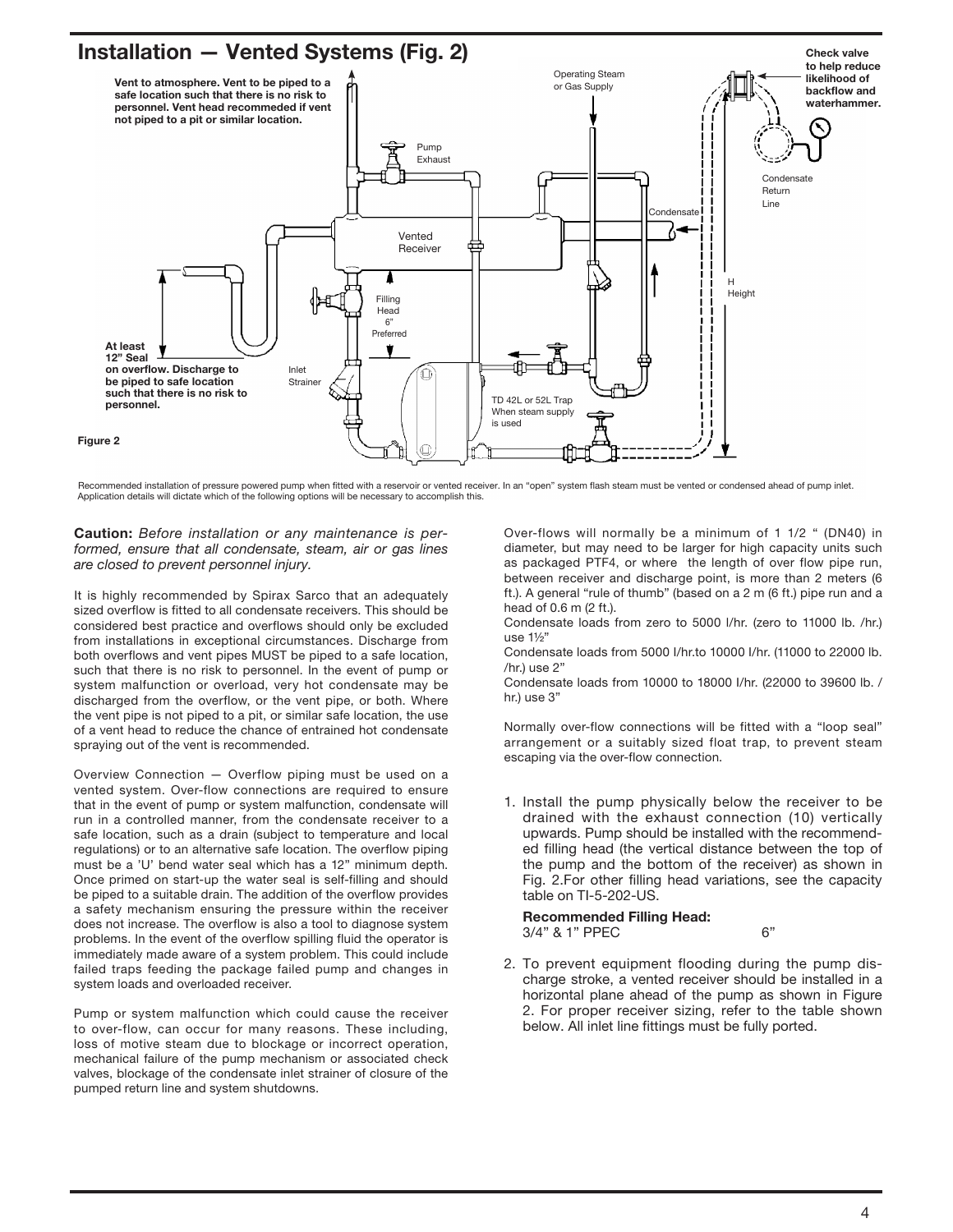## Installation — Vented Systems (Fig. 2)

Vent to atmosphere. Vent to be piped to a safe location such that there is no risk to personnel. Vent head recommeded if vent not piped to a pit or similar location.

Operating Steam or Gas Supply

Check valve to help reduce likelihood of backflow and waterhammer.

Pump Exhaust

Condensate Return Line

Vented Receiver

Condensate

H Height

Filling Head 6" Preferred

At least 12" Seal on overflow. Discharge to be piped to safe location such that there is no risk to personnel.

Inlet Strainer

TD 42L or 52L Trap When steam supply is used

Figure 2

Recommended installation of pressure powered pump when fitted with a reservoir or vented receiver. In an "open" system flash steam must be vented or condensed ahead of pump inlet. Application details will dictate which of the following options will be necessary to accomplish this.

**Caution:** *Before installation or any maintenance is performed, ensure that all condensate, steam, air or gas lines are closed to prevent personnel injury.*

It is highly recommended by Spirax Sarco that an adequately sized overflow is fitted to all condensate receivers. This should be considered best practice and overflows should only be excluded from installations in exceptional circumstances. Discharge from both overflows and vent pipes MUST be piped to a safe location, such that there is no risk to personnel. In the event of pump or system malfunction or overload, very hot condensate may be discharged from the overflow, or the vent pipe, or both. Where the vent pipe is not piped to a pit, or similar safe location, the use of a vent head to reduce the chance of entrained hot condensate spraying out of the vent is recommended.

Overview Connection — Overflow piping must be used on a vented system. Over-flow connections are required to ensure that in the event of pump or system malfunction, condensate will run in a controlled manner, from the condensate receiver to a safe location, such as a drain (subject to temperature and local regulations) or to an alternative safe location. The overflow piping must be a 'U' bend water seal which has a 12" minimum depth. Once primed on start-up the water seal is self-filling and should be piped to a suitable drain. The addition of the overflow provides a safety mechanism ensuring the pressure within the receiver does not increase. The overflow is also a tool to diagnose system problems. In the event of the overflow spilling fluid the operator is immediately made aware of a system problem. This could include failed traps feeding the package failed pump and changes in system loads and overloaded receiver.

Pump or system malfunction which could cause the receiver to over-flow, can occur for many reasons. These including, loss of motive steam due to blockage or incorrect operation, mechanical failure of the pump mechanism or associated check valves, blockage of the condensate inlet strainer of closure of the pumped return line and system shutdowns.

Over-flows will normally be a minimum of 1 1/2 " (DN40) in diameter, but may need to be larger for high capacity units such as packaged PTF4, or where the length of over flow pipe run, between receiver and discharge point, is more than 2 meters (6 ft.). A general "rule of thumb" (based on a 2 m (6 ft.) pipe run and a head of 0.6 m (2 ft.).

Condensate loads from zero to 5000 l/hr. (zero to 11000 lb. /hr.) use 1½"

Condensate loads from 5000 l/hr.to 10000 l/hr. (11000 to 22000 lb. /hr.) use 2"

Condensate loads from 10000 to 18000 l/hr. (22000 to 39600 lb. / hr.) use 3"

Normally over-flow connections will be fitted with a "loop seal" arrangement or a suitably sized float trap, to prevent steam escaping via the over-flow connection.

1. Install the pump physically below the receiver to be drained with the exhaust connection (10) vertically upwards. Pump should be installed with the recommended filling head (the vertical distance between the top of the pump and the bottom of the receiver) as shown in Fig. 2.For other filling head variations, see the capacity table on TI-5-202-US.

   **Recommended Filling Head:**
   3/4" & 1" PPEC 6"

2. To prevent equipment flooding during the pump discharge stroke, a vented receiver should be installed in a horizontal plane ahead of the pump as shown in Figure 2. For proper receiver sizing, refer to the table shown below. All inlet line fittings must be fully ported.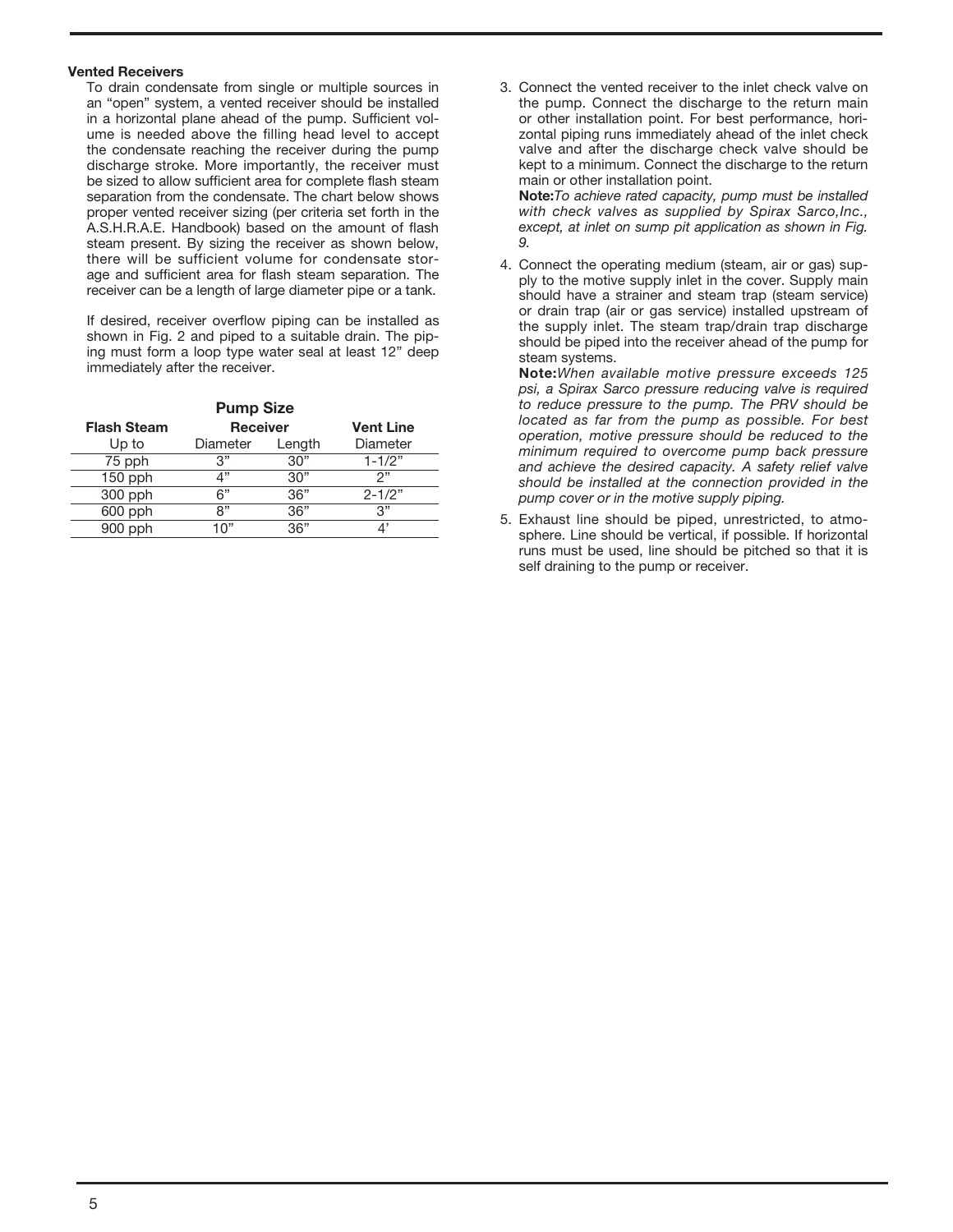### Vented Receivers

To drain condensate from single or multiple sources in an "open" system, a vented receiver should be installed in a horizontal plane ahead of the pump. Sufficient volume is needed above the filling head level to accept the condensate reaching the receiver during the pump discharge stroke. More importantly, the receiver must be sized to allow sufficient area for complete flash steam separation from the condensate. The chart below shows proper vented receiver sizing (per criteria set forth in the A.S.H.R.A.E. Handbook) based on the amount of flash steam present. By sizing the receiver as shown below, there will be sufficient volume for condensate storage and sufficient area for flash steam separation. The receiver can be a length of large diameter pipe or a tank.

If desired, receiver overflow piping can be installed as shown in Fig. 2 and piped to a suitable drain. The piping must form a loop type water seal at least 12" deep immediately after the receiver.

**Pump Size**

| Flash Steam | Receiver | | Vent Line |
|---|---|---|---|
| Up to | Diameter | Length | Diameter |
| 75 pph | 3" | 30" | 1-1/2" |
| 150 pph | 4" | 30" | 2" |
| 300 pph | 6" | 36" | 2-1/2" |
| 600 pph | 8" | 36" | 3" |
| 900 pph | 10" | 36" | 4' |

3. Connect the vented receiver to the inlet check valve on the pump. Connect the discharge to the return main or other installation point. For best performance, horizontal piping runs immediately ahead of the inlet check valve and after the discharge check valve should be kept to a minimum. Connect the discharge to the return main or other installation point.
   **Note:** *To achieve rated capacity, pump must be installed with check valves as supplied by Spirax Sarco,Inc., except, at inlet on sump pit application as shown in Fig. 9.*

4. Connect the operating medium (steam, air or gas) supply to the motive supply inlet in the cover. Supply main should have a strainer and steam trap (steam service) or drain trap (air or gas service) installed upstream of the supply inlet. The steam trap/drain trap discharge should be piped into the receiver ahead of the pump for steam systems.
   **Note:** *When available motive pressure exceeds 125 psi, a Spirax Sarco pressure reducing valve is required to reduce pressure to the pump. The PRV should be located as far from the pump as possible. For best operation, motive pressure should be reduced to the minimum required to overcome pump back pressure and achieve the desired capacity. A safety relief valve should be installed at the connection provided in the pump cover or in the motive supply piping.*

5. Exhaust line should be piped, unrestricted, to atmosphere. Line should be vertical, if possible. If horizontal runs must be used, line should be pitched so that it is self draining to the pump or receiver.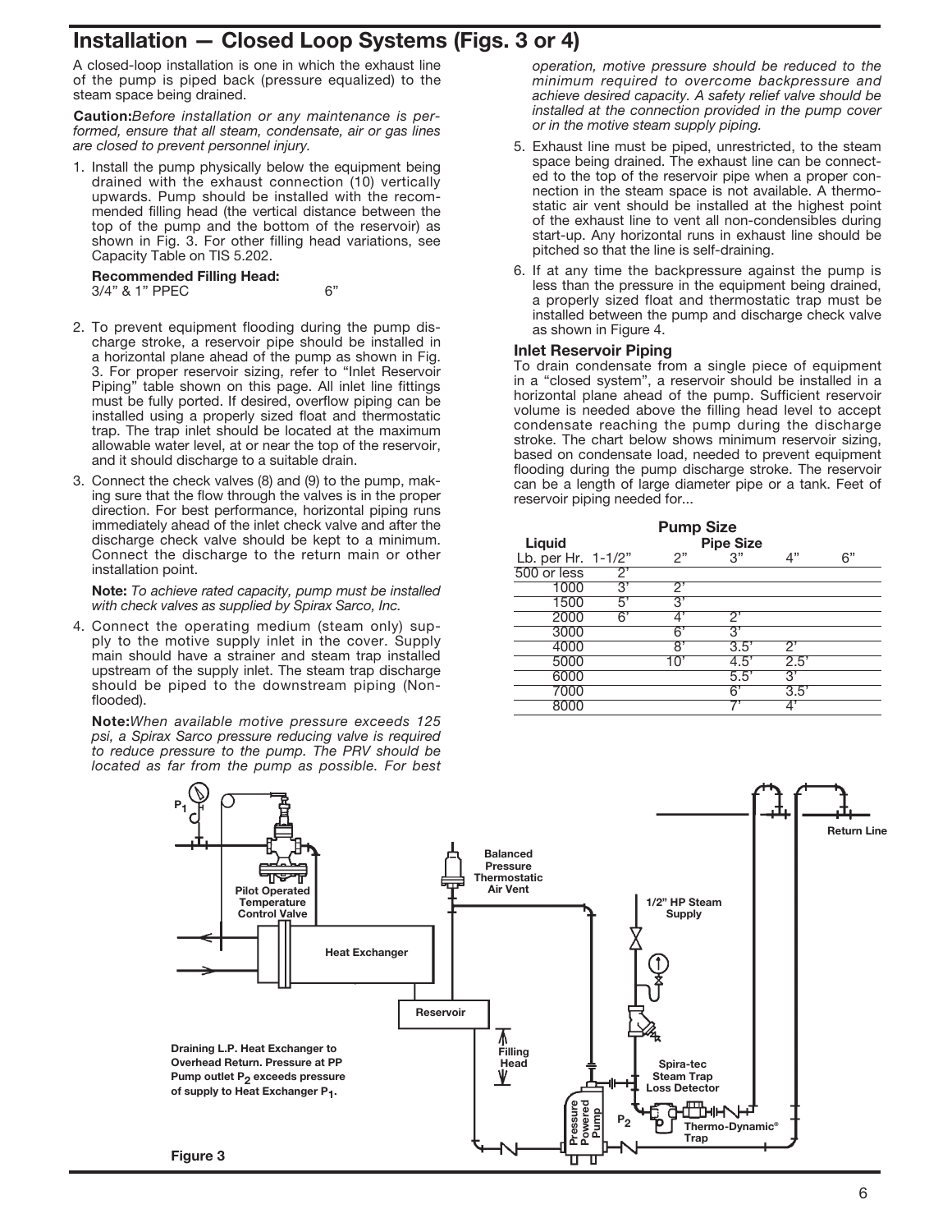# Installation — Closed Loop Systems (Figs. 3 or 4)

A closed-loop installation is one in which the exhaust line of the pump is piped back (pressure equalized) to the steam space being drained.

**Caution:** *Before installation or any maintenance is performed, ensure that all steam, condensate, air or gas lines are closed to prevent personnel injury.*

1. Install the pump physically below the equipment being drained with the exhaust connection (10) vertically upwards. Pump should be installed with the recommended filling head (the vertical distance between the top of the pump and the bottom of the reservoir) as shown in Fig. 3. For other filling head variations, see Capacity Table on TIS 5.202.

   **Recommended Filling Head:**
   3/4" & 1" PPEC 6"

2. To prevent equipment flooding during the pump discharge stroke, a reservoir pipe should be installed in a horizontal plane ahead of the pump as shown in Fig. 3. For proper reservoir sizing, refer to "Inlet Reservoir Piping" table shown on this page. All inlet line fittings must be fully ported. If desired, overflow piping can be installed using a properly sized float and thermostatic trap. The trap inlet should be located at the maximum allowable water level, at or near the top of the reservoir, and it should discharge to a suitable drain.

3. Connect the check valves (8) and (9) to the pump, making sure that the flow through the valves is in the proper direction. For best performance, horizontal piping runs immediately ahead of the inlet check valve and after the discharge check valve should be kept to a minimum. Connect the discharge to the return main or other installation point.

   **Note:** *To achieve rated capacity, pump must be installed with check valves as supplied by Spirax Sarco, Inc.*

4. Connect the operating medium (steam only) supply to the motive supply inlet in the cover. Supply main should have a strainer and steam trap installed upstream of the supply inlet. The steam trap discharge should be piped to the downstream piping (Non-flooded).

   **Note:** *When available motive pressure exceeds 125 psi, a Spirax Sarco pressure reducing valve is required to reduce pressure to the pump. The PRV should be located as far from the pump as possible. For best operation, motive pressure should be reduced to the minimum required to overcome backpressure and achieve desired capacity. A safety relief valve should be installed at the connection provided in the pump cover or in the motive steam supply piping.*

5. Exhaust line must be piped, unrestricted, to the steam space being drained. The exhaust line can be connected to the top of the reservoir pipe when a proper connection in the steam space is not available. A thermostatic air vent should be installed at the highest point of the exhaust line to vent all non-condensibles during start-up. Any horizontal runs in exhaust line should be pitched so that the line is self-draining.

6. If at any time the backpressure against the pump is less than the pressure in the equipment being drained, a properly sized float and thermostatic trap must be installed between the pump and discharge check valve as shown in Figure 4.

### Inlet Reservoir Piping

To drain condensate from a single piece of equipment in a "closed system", a reservoir should be installed in a horizontal plane ahead of the pump. Sufficient reservoir volume is needed above the filling head level to accept condensate reaching the pump during the discharge stroke. The chart below shows minimum reservoir sizing, based on condensate load, needed to prevent equipment flooding during the pump discharge stroke. The reservoir can be a length of large diameter pipe or a tank. Feet of reservoir piping needed for...

| Liquid | Pump Size | | | | |
|---|---|---|---|---|---|
| | Pipe Size | | | | |
| Lb. per Hr. | 1-1/2" | 2" | 3" | 4" | 6" |
| 500 or less | 2' | | | | |
| 1000 | 3' | 2' | | | |
| 1500 | 5' | 3' | | | |
| 2000 | 6' | 4' | 2' | | |
| 3000 | | 6' | 3' | | |
| 4000 | | 8' | 3.5' | 2' | |
| 5000 | | 10' | 4.5' | 2.5' | |
| 6000 | | | 5.5' | 3' | |
| 7000 | | | 6' | 3.5' | |
| 8000 | | | 7' | 4' | |

Pilot Operated Temperature Control Valve; Heat Exchanger; Balanced Pressure Thermostatic Air Vent; 1/2" HP Steam Supply; Return Line; Reservoir; Filling Head; Spira-tec Steam Trap Loss Detector; Pressure Powered Pump; $P_1$; $P_2$; Thermo-Dynamic® Trap

Draining L.P. Heat Exchanger to Overhead Return. Pressure at PP Pump outlet $P_2$ exceeds pressure of supply to Heat Exchanger $P_1$.

Figure 3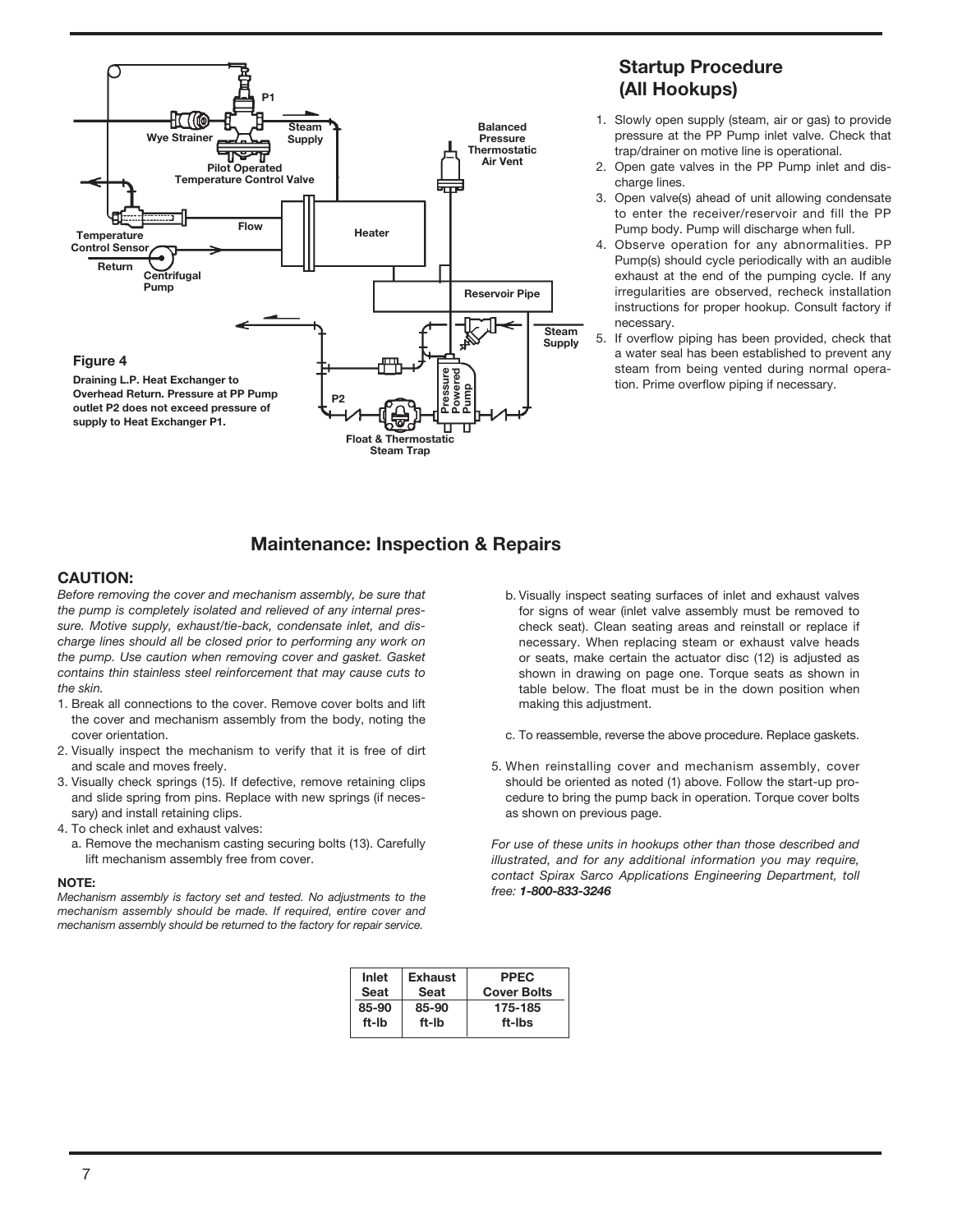**Figure 4**

**Draining L.P. Heat Exchanger to Overhead Return. Pressure at PP Pump outlet P2 does not exceed pressure of supply to Heat Exchanger P1.**

## Startup Procedure (All Hookups)

1. Slowly open supply (steam, air or gas) to provide pressure at the PP Pump inlet valve. Check that trap/drainer on motive line is operational.
2. Open gate valves in the PP Pump inlet and discharge lines.
3. Open valve(s) ahead of unit allowing condensate to enter the receiver/reservoir and fill the PP Pump body. Pump will discharge when full.
4. Observe operation for any abnormalities. PP Pump(s) should cycle periodically with an audible exhaust at the end of the pumping cycle. If any irregularities are observed, recheck installation instructions for proper hookup. Consult factory if necessary.
5. If overflow piping has been provided, check that a water seal has been established to prevent any steam from being vented during normal operation. Prime overflow piping if necessary.

## Maintenance: Inspection & Repairs

### CAUTION:

*Before removing the cover and mechanism assembly, be sure that the pump is completely isolated and relieved of any internal pressure. Motive supply, exhaust/tie-back, condensate inlet, and discharge lines should all be closed prior to performing any work on the pump. Use caution when removing cover and gasket. Gasket contains thin stainless steel reinforcement that may cause cuts to the skin.*

1. Break all connections to the cover. Remove cover bolts and lift the cover and mechanism assembly from the body, noting the cover orientation.
2. Visually inspect the mechanism to verify that it is free of dirt and scale and moves freely.
3. Visually check springs (15). If defective, remove retaining clips and slide spring from pins. Replace with new springs (if necessary) and install retaining clips.
4. To check inlet and exhaust valves:
   a. Remove the mechanism casting securing bolts (13). Carefully lift mechanism assembly free from cover.

**NOTE:**

*Mechanism assembly is factory set and tested. No adjustments to the mechanism assembly should be made. If required, entire cover and mechanism assembly should be returned to the factory for repair service.*

   b. Visually inspect seating surfaces of inlet and exhaust valves for signs of wear (inlet valve assembly must be removed to check seat). Clean seating areas and reinstall or replace if necessary. When replacing steam or exhaust valve heads or seats, make certain the actuator disc (12) is adjusted as shown in drawing on page one. Torque seats as shown in table below. The float must be in the down position when making this adjustment.

   c. To reassemble, reverse the above procedure. Replace gaskets.

5. When reinstalling cover and mechanism assembly, cover should be oriented as noted (1) above. Follow the start-up procedure to bring the pump back in operation. Torque cover bolts as shown on previous page.

*For use of these units in hookups other than those described and illustrated, and for any additional information you may require, contact Spirax Sarco Applications Engineering Department, toll free:* ***1-800-833-3246***

| Inlet Seat | Exhaust Seat | PPEC Cover Bolts |
|---|---|---|
| 85-90 ft-lb | 85-90 ft-lb | 175-185 ft-lbs |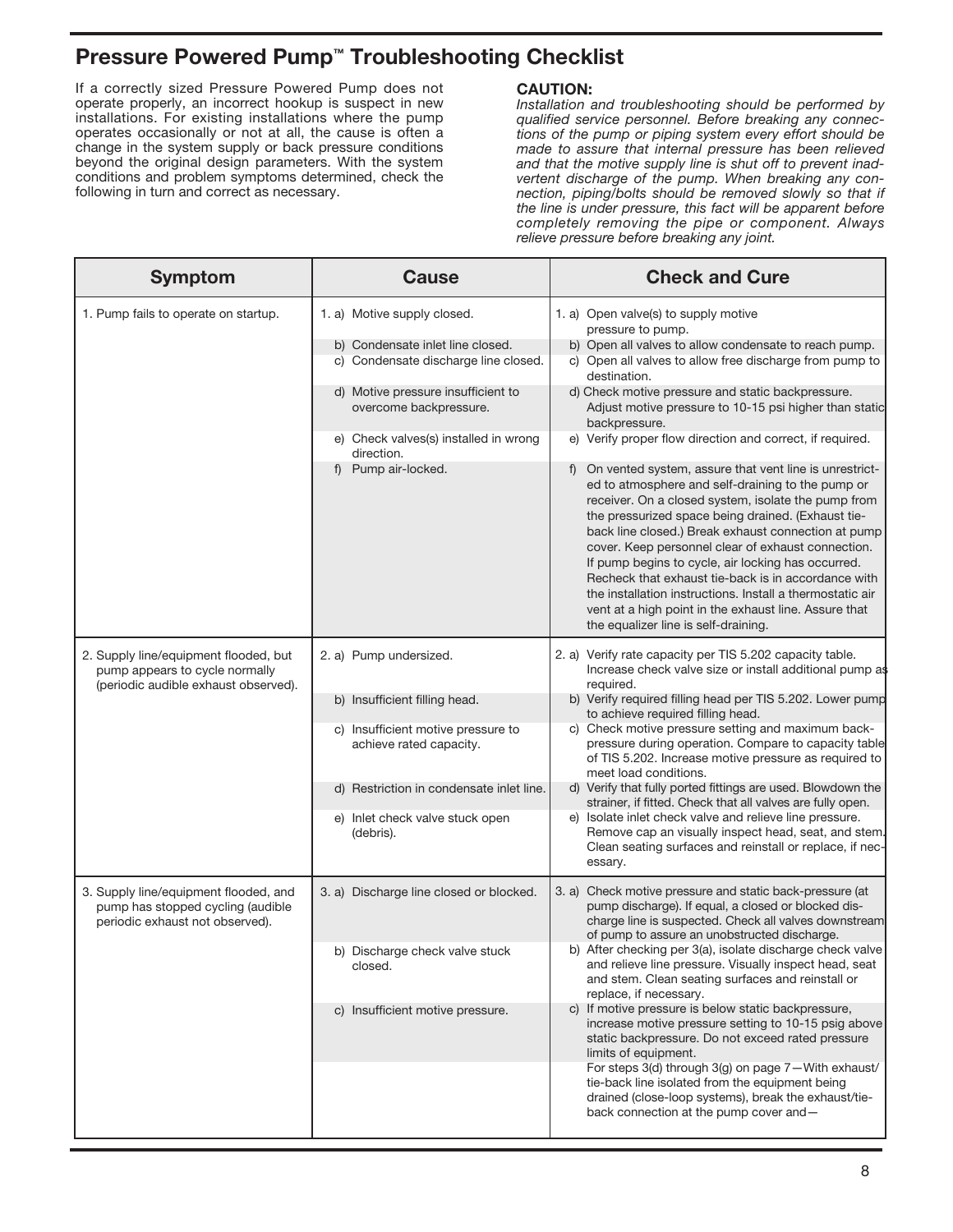## Pressure Powered Pump™ Troubleshooting Checklist

If a correctly sized Pressure Powered Pump does not operate properly, an incorrect hookup is suspect in new installations. For existing installations where the pump operates occasionally or not at all, the cause is often a change in the system supply or back pressure conditions beyond the original design parameters. With the system conditions and problem symptoms determined, check the following in turn and correct as necessary.

**CAUTION:**

*Installation and troubleshooting should be performed by qualified service personnel. Before breaking any connections of the pump or piping system every effort should be made to assure that internal pressure has been relieved and that the motive supply line is shut off to prevent inadvertent discharge of the pump. When breaking any connection, piping/bolts should be removed slowly so that if the line is under pressure, this fact will be apparent before completely removing the pipe or component. Always relieve pressure before breaking any joint.*

| Symptom | Cause | Check and Cure |
|---|---|---|
| 1. Pump fails to operate on startup. | 1. a) Motive supply closed. | 1. a) Open valve(s) to supply motive pressure to pump. |
| | b) Condensate inlet line closed. | b) Open all valves to allow condensate to reach pump. |
| | c) Condensate discharge line closed. | c) Open all valves to allow free discharge from pump to destination. |
| | d) Motive pressure insufficient to overcome backpressure. | d) Check motive pressure and static backpressure. Adjust motive pressure to 10-15 psi higher than static backpressure. |
| | e) Check valves(s) installed in wrong direction. | e) Verify proper flow direction and correct, if required. |
| | f) Pump air-locked. | f) On vented system, assure that vent line is unrestricted to atmosphere and self-draining to the pump or receiver. On a closed system, isolate the pump from the pressurized space being drained. (Exhaust tie-back line closed.) Break exhaust connection at pump cover. Keep personnel clear of exhaust connection. If pump begins to cycle, air locking has occurred. Recheck that exhaust tie-back is in accordance with the installation instructions. Install a thermostatic air vent at a high point in the exhaust line. Assure that the equalizer line is self-draining. |
| 2. Supply line/equipment flooded, but pump appears to cycle normally (periodic audible exhaust observed). | 2. a) Pump undersized. | 2. a) Verify rate capacity per TIS 5.202 capacity table. Increase check valve size or install additional pump as required. |
| | b) Insufficient filling head. | b) Verify required filling head per TIS 5.202. Lower pump to achieve required filling head. |
| | c) Insufficient motive pressure to achieve rated capacity. | c) Check motive pressure setting and maximum back-pressure during operation. Compare to capacity table of TIS 5.202. Increase motive pressure as required to meet load conditions. |
| | d) Restriction in condensate inlet line. | d) Verify that fully ported fittings are used. Blowdown the strainer, if fitted. Check that all valves are fully open. |
| | e) Inlet check valve stuck open (debris). | e) Isolate inlet check valve and relieve line pressure. Remove cap an visually inspect head, seat, and stem. Clean seating surfaces and reinstall or replace, if necessary. |
| 3. Supply line/equipment flooded, and pump has stopped cycling (audible periodic exhaust not observed). | 3. a) Discharge line closed or blocked. | 3. a) Check motive pressure and static back-pressure (at pump discharge). If equal, a closed or blocked discharge line is suspected. Check all valves downstream of pump to assure an unobstructed discharge. |
| | b) Discharge check valve stuck closed. | b) After checking per 3(a), isolate discharge check valve and relieve line pressure. Visually inspect head, seat and stem. Clean seating surfaces and reinstall or replace, if necessary. |
| | c) Insufficient motive pressure. | c) If motive pressure is below static backpressure, increase motive pressure setting to 10-15 psig above static backpressure. Do not exceed rated pressure limits of equipment. |
| | | For steps 3(d) through 3(g) on page 7—With exhaust/tie-back line isolated from the equipment being drained (close-loop systems), break the exhaust/tie-back connection at the pump cover and— |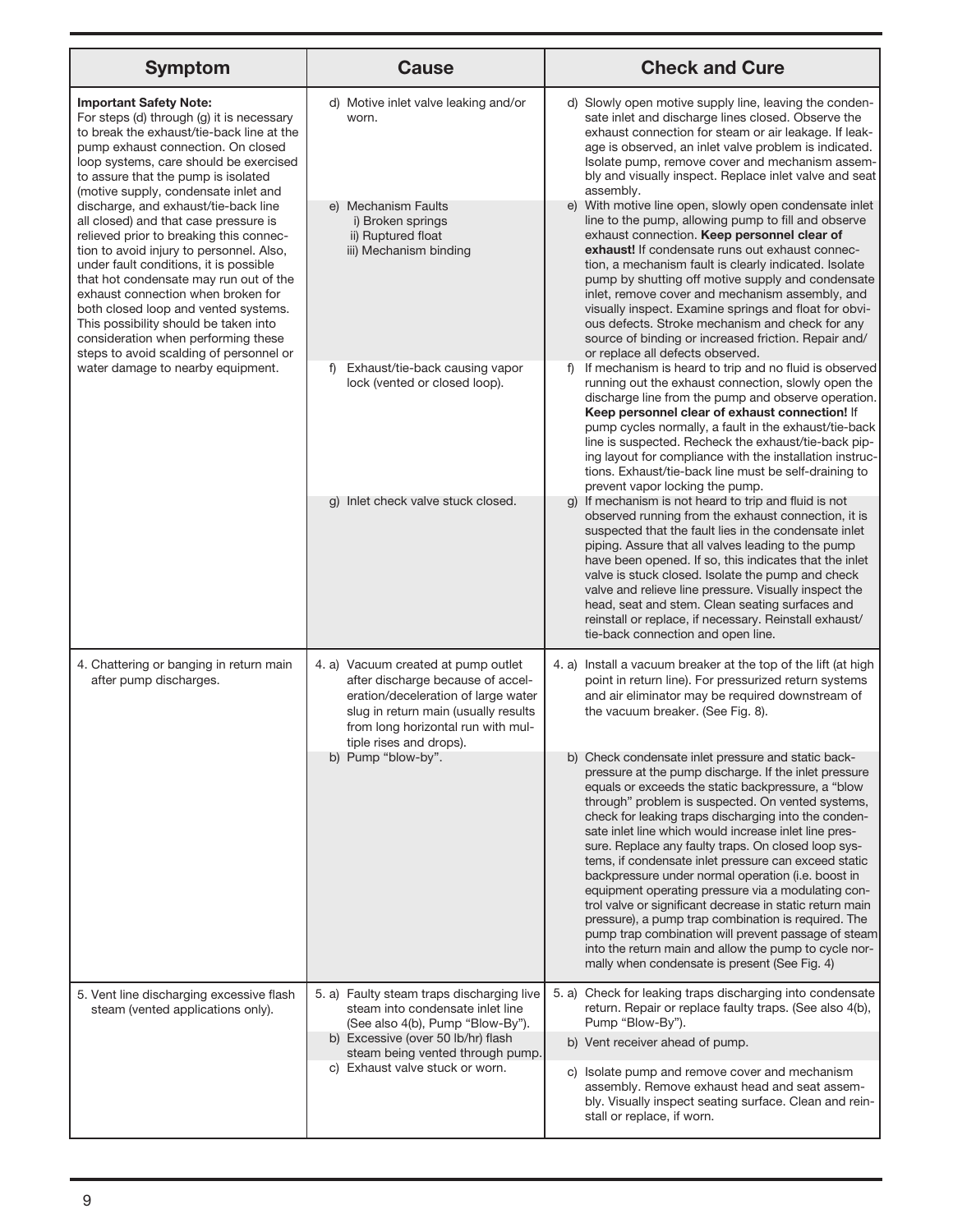| Symptom | Cause | Check and Cure |
|---|---|---|
| **Important Safety Note:** For steps (d) through (g) it is necessary to break the exhaust/tie-back line at the pump exhaust connection. On closed loop systems, care should be exercised to assure that the pump is isolated (motive supply, condensate inlet and discharge, and exhaust/tie-back line all closed) and that case pressure is relieved prior to breaking this connection to avoid injury to personnel. Also, under fault conditions, it is possible that hot condensate may run out of the exhaust connection when broken for both closed loop and vented systems. This possibility should be taken into consideration when performing these steps to avoid scalding of personnel or water damage to nearby equipment. | d) Motive inlet valve leaking and/or worn. | d) Slowly open motive supply line, leaving the condensate inlet and discharge lines closed. Observe the exhaust connection for steam or air leakage. If leakage is observed, an inlet valve problem is indicated. Isolate pump, remove cover and mechanism assembly and visually inspect. Replace inlet valve and seat assembly. |
| | e) Mechanism Faults<br>i) Broken springs<br>ii) Ruptured float<br>iii) Mechanism binding | e) With motive line open, slowly open condensate inlet line to the pump, allowing pump to fill and observe exhaust connection. **Keep personnel clear of exhaust!** If condensate runs out exhaust connection, a mechanism fault is clearly indicated. Isolate pump by shutting off motive supply and condensate inlet, remove cover and mechanism assembly, and visually inspect. Examine springs and float for obvious defects. Stroke mechanism and check for any source of binding or increased friction. Repair and/or replace all defects observed. |
| | f) Exhaust/tie-back causing vapor lock (vented or closed loop). | f) If mechanism is heard to trip and no fluid is observed running out the exhaust connection, slowly open the discharge line from the pump and observe operation. **Keep personnel clear of exhaust connection!** If pump cycles normally, a fault in the exhaust/tie-back line is suspected. Recheck the exhaust/tie-back piping layout for compliance with the installation instructions. Exhaust/tie-back line must be self-draining to prevent vapor locking the pump. |
| | g) Inlet check valve stuck closed. | g) If mechanism is not heard to trip and fluid is not observed running from the exhaust connection, it is suspected that the fault lies in the condensate inlet piping. Assure that all valves leading to the pump have been opened. If so, this indicates that the inlet valve is stuck closed. Isolate the pump and check valve and relieve line pressure. Visually inspect the head, seat and stem. Clean seating surfaces and reinstall or replace, if necessary. Reinstall exhaust/tie-back connection and open line. |
| 4. Chattering or banging in return main after pump discharges. | 4. a) Vacuum created at pump outlet after discharge because of acceleration/deceleration of large water slug in return main (usually results from long horizontal run with multiple rises and drops). | 4. a) Install a vacuum breaker at the top of the lift (at high point in return line). For pressurized return systems and air eliminator may be required downstream of the vacuum breaker. (See Fig. 8). |
| | b) Pump "blow-by". | b) Check condensate inlet pressure and static backpressure at the pump discharge. If the inlet pressure equals or exceeds the static backpressure, a "blow through" problem is suspected. On vented systems, check for leaking traps discharging into the condensate inlet line which would increase inlet line pressure. Replace any faulty traps. On closed loop systems, if condensate inlet pressure can exceed static backpressure under normal operation (i.e. boost in equipment operating pressure via a modulating control valve or significant decrease in static return main pressure), a pump trap combination is required. The pump trap combination will prevent passage of steam into the return main and allow the pump to cycle normally when condensate is present (See Fig. 4) |
| 5. Vent line discharging excessive flash steam (vented applications only). | 5. a) Faulty steam traps discharging live steam into condensate inlet line (See also 4(b), Pump "Blow-By"). | 5. a) Check for leaking traps discharging into condensate return. Repair or replace faulty traps. (See also 4(b), Pump "Blow-By"). |
| | b) Excessive (over 50 lb/hr) flash steam being vented through pump. | b) Vent receiver ahead of pump. |
| | c) Exhaust valve stuck or worn. | c) Isolate pump and remove cover and mechanism assembly. Remove exhaust head and seat assembly. Visually inspect seating surface. Clean and reinstall or replace, if worn. |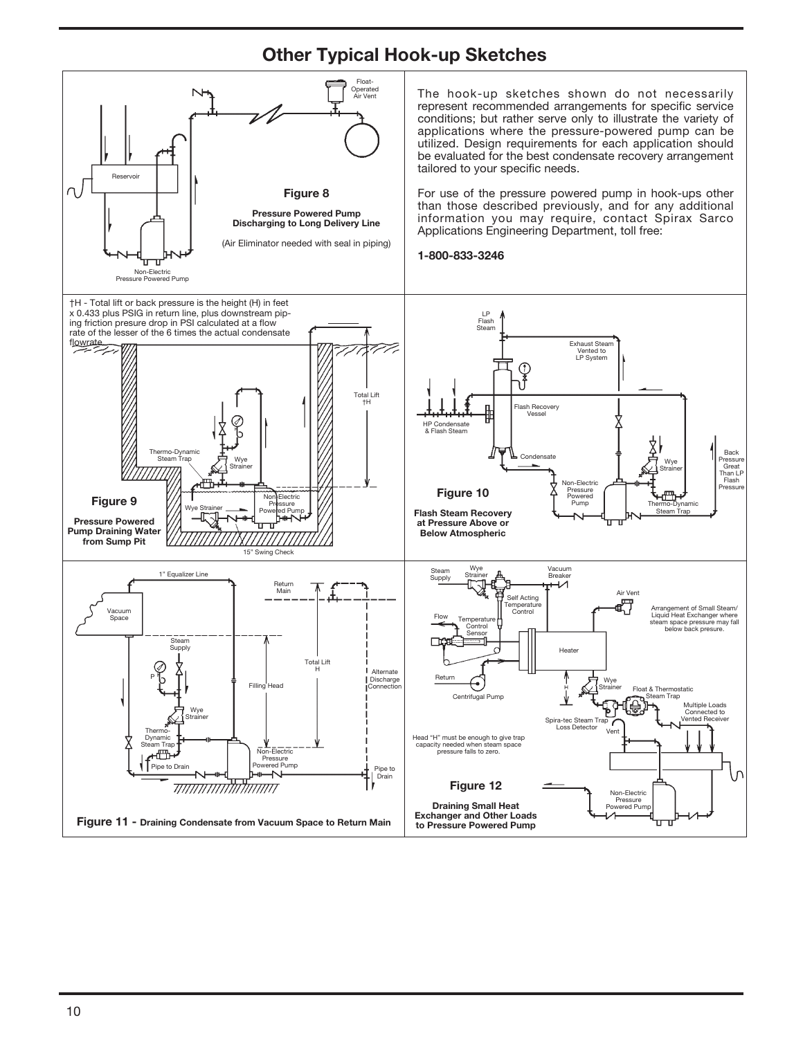## Other Typical Hook-up Sketches

The hook-up sketches shown do not necessarily represent recommended arrangements for specific service conditions; but rather serve only to illustrate the variety of applications where the pressure-powered pump can be utilized. Design requirements for each application should be evaluated for the best condensate recovery arrangement tailored to your specific needs.

For use of the pressure powered pump in hook-ups other than those described previously, and for any additional information you may require, contact Spirax Sarco Applications Engineering Department, toll free:

**1-800-833-3246**

Float-Operated Air Vent

Reservoir

Non-Electric Pressure Powered Pump

**Figure 8**

**Pressure Powered Pump Discharging to Long Delivery Line**

(Air Eliminator needed with seal in piping)

†H - Total lift or back pressure is the height (H) in feet x 0.433 plus PSIG in return line, plus downstream piping friction presure drop in PSI calculated at a flow rate of the lesser of the 6 times the actual condensate flowrate.

Total Lift †H

Thermo-Dynamic Steam Trap

Wye Strainer

Non-Electric Pressure Powered Pump

15° Swing Check

**Figure 9**

**Pressure Powered Pump Draining Water from Sump Pit**

LP Flash Steam

Exhaust Steam Vented to LP System

Flash Recovery Vessel

HP Condensate & Flash Steam

Condensate

Non-Electric Pressure Powered Pump

Thermo-Dynamic Steam Trap

Back Pressure Great Than LP Flash Pressure

**Figure 10**

**Flash Steam Recovery at Pressure Above or Below Atmospheric**

1" Equalizer Line

Vacuum Space

Return Main

Steam Supply

Total Lift H

Filling Head

Alternate Discharge Connection

Wye Strainer

Thermo-Dynamic Steam Trap

Pipe to Drain

Non-Electric Pressure Powered Pump

Pipe to Drain

**Figure 11 - Draining Condensate from Vacuum Space to Return Main**

Steam Supply

Wye Strainer

Vacuum Breaker

Self Acting Temperature Control

Air Vent

Arrangement of Small Steam/ Liquid Heat Exchanger where steam space pressure may fall below back presure.

Flow

Temperature Control Sensor

Heater

Return

Centrifugal Pump

Float & Thermostatic Steam Trap

Multiple Loads Connected to Vented Receiver

Spira-tec Steam Trap Loss Detector

Vent

Head "H" must be enough to give trap capacity needed when steam space pressure falls to zero.

Non-Electric Pressure Powered Pump

**Figure 12**

**Draining Small Heat Exchanger and Other Loads to Pressure Powered Pump**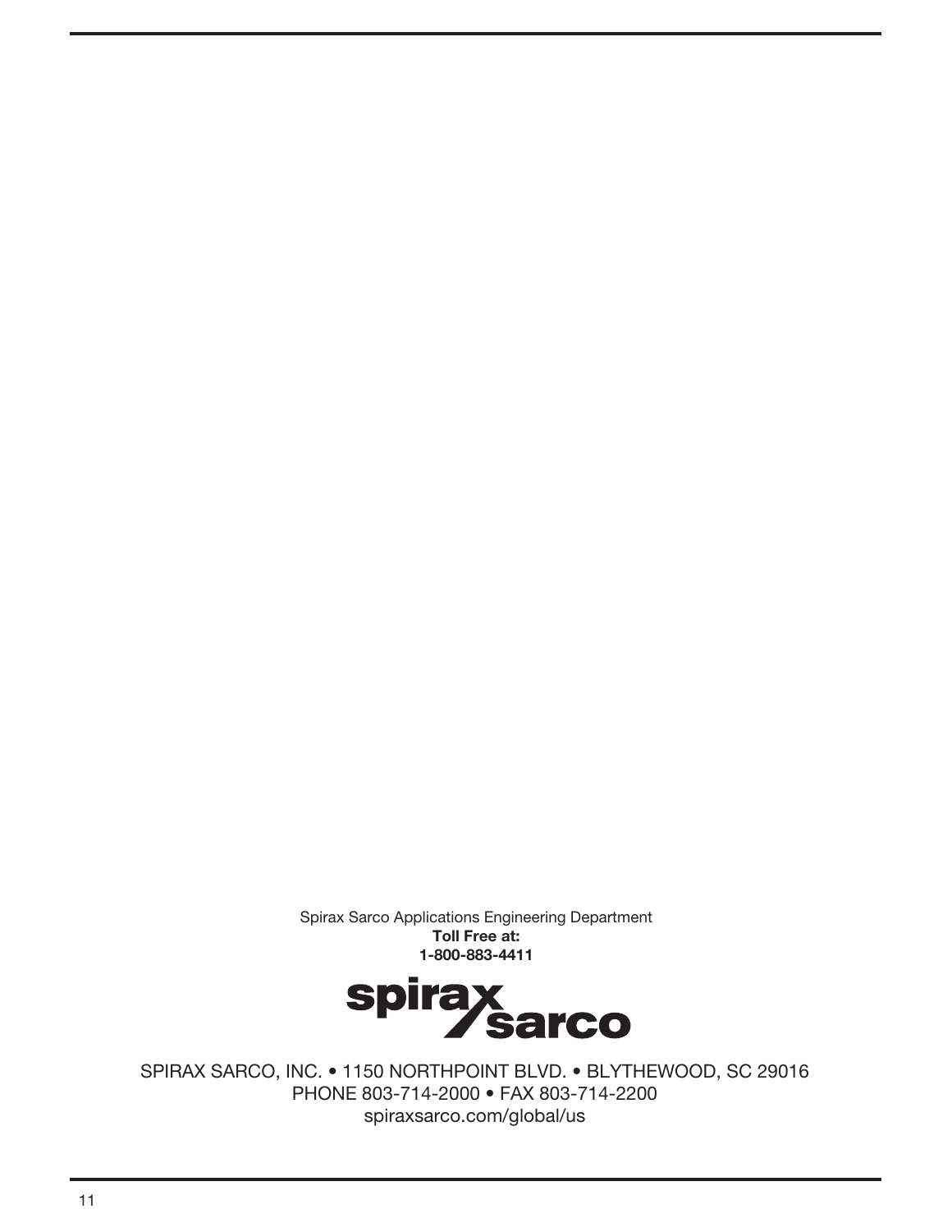Spirax Sarco Applications Engineering Department
**Toll Free at:**
**1-800-883-4411**

spirax sarco

SPIRAX SARCO, INC. • 1150 NORTHPOINT BLVD. • BLYTHEWOOD, SC 29016
PHONE 803-714-2000 • FAX 803-714-2200
spiraxsarco.com/global/us